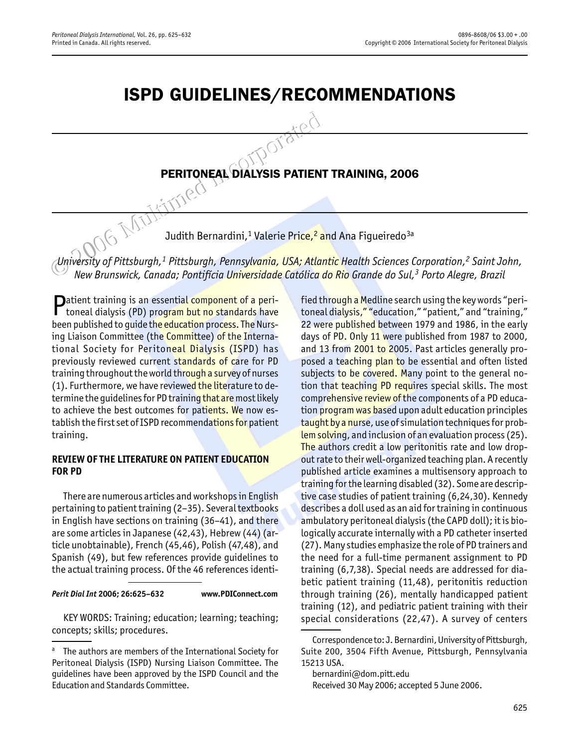# ISPD GUIDELINES/RECOMMENDATIONS

## PERITONEAL DIALYSIS PATIENT TRAINING, 2006

Judith Bernardini,[1] Valerie Price,[2] and Ana Figueiredo[3a]

*University of Pittsburgh,[1] Pittsburgh, Pennsylvania, USA; Atlantic Health Sciences Corporation,[2] Saint John, New Brunswick, Canada; Pontifícia Universidade Católica do Rio Grande do Sul,[3] Porto Alegre, Brazil*

Patient training is an essential component of a peritoneal dialysis (PD) program but no standards have been published to guide the education process. The Nursing Liaison Committee (the Committee) of the International Society for Peritoneal Dialysis (ISPD) has previously reviewed current standards of care for PD training throughout the world through a survey of nurses (1). Furthermore, we have reviewed the literature to determine the guidelines for PD training that are most likely to achieve the best outcomes for patients. We now establish the first set of ISPD recommendations for patient training.

### REVIEW OF THE LITERATURE ON PATIENT EDUCATION FOR PD

There are numerous articles and workshops in English pertaining to patient training (2–35). Several textbooks in English have sections on training (36–41), and there are some articles in Japanese (42,43), Hebrew (44) (article unobtainable), French (45,46), Polish (47,48), and Spanish (49), but few references provide guidelines to the actual training process. Of the 46 references identified through a Medline search using the key words "peritoneal dialysis," "education," "patient," and "training," 22 were published between 1979 and 1986, in the early days of PD. Only 11 were published from 1987 to 2000, and 13 from 2001 to 2005. Past articles generally proposed a teaching plan to be essential and often listed subjects to be covered. Many point to the general notion that teaching PD requires special skills. The most comprehensive review of the components of a PD education program was based upon adult education principles taught by a nurse, use of simulation techniques for problem solving, and inclusion of an evaluation process (25). The authors credit a low peritonitis rate and low dropout rate to their well-organized teaching plan. A recently published article examines a multisensory approach to training for the learning disabled (32). Some are descriptive case studies of patient training (6,24,30). Kennedy describes a doll used as an aid for training in continuous ambulatory peritoneal dialysis (the CAPD doll); it is biologically accurate internally with a PD catheter inserted (27). Many studies emphasize the role of PD trainers and the need for a full-time permanent assignment to PD training (6,7,38). Special needs are addressed for diabetic patient training (11,48), peritonitis reduction through training (26), mentally handicapped patient training (12), and pediatric patient training with their special considerations (22,47). A survey of centers

*Perit Dial Int* **2006; 26:625–632** www.PDIConnect.com

KEY WORDS: Training; education; learning; teaching; concepts; skills; procedures.

[a] The authors are members of the International Society for Peritoneal Dialysis (ISPD) Nursing Liaison Committee. The guidelines have been approved by the ISPD Council and the Education and Standards Committee.

Correspondence to: J. Bernardini, University of Pittsburgh, Suite 200, 3504 Fifth Avenue, Pittsburgh, Pennsylvania 15213 USA.

bernardini@dom.pitt.edu

Received 30 May 2006; accepted 5 June 2006.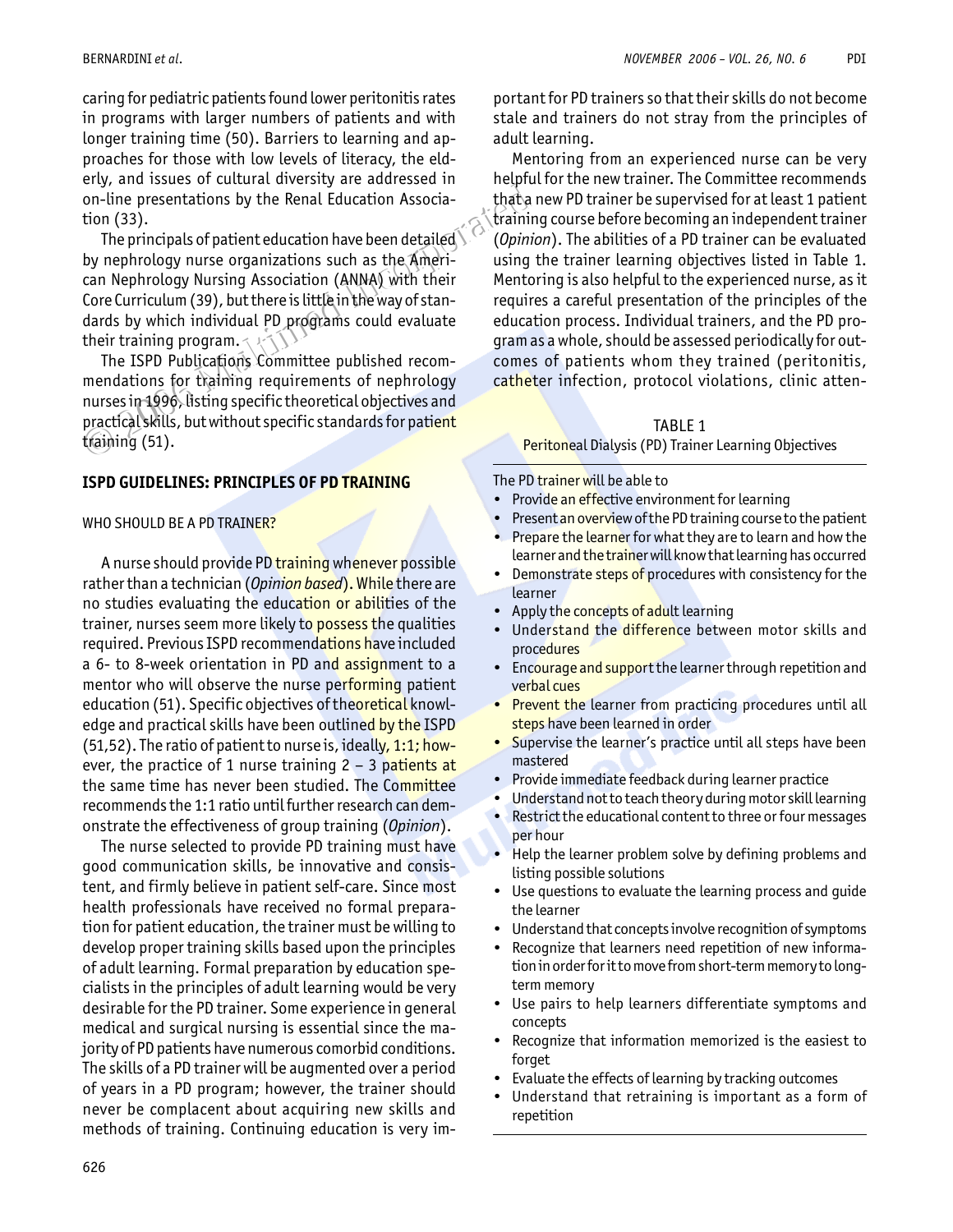caring for pediatric patients found lower peritonitis rates in programs with larger numbers of patients and with longer training time (50). Barriers to learning and approaches for those with low levels of literacy, the elderly, and issues of cultural diversity are addressed in on-line presentations by the Renal Education Association (33).

The principals of patient education have been detailed by nephrology nurse organizations such as the American Nephrology Nursing Association (ANNA) with their Core Curriculum (39), but there is little in the way of standards by which individual PD programs could evaluate their training program.

The ISPD Publications Committee published recommendations for training requirements of nephrology nurses in 1996, listing specific theoretical objectives and practical skills, but without specific standards for patient training (51).

## ISPD GUIDELINES: PRINCIPLES OF PD TRAINING

### WHO SHOULD BE A PD TRAINER?

A nurse should provide PD training whenever possible rather than a technician (*Opinion based*). While there are no studies evaluating the education or abilities of the trainer, nurses seem more likely to possess the qualities required. Previous ISPD recommendations have included a 6- to 8-week orientation in PD and assignment to a mentor who will observe the nurse performing patient education (51). Specific objectives of theoretical knowledge and practical skills have been outlined by the ISPD (51,52). The ratio of patient to nurse is, ideally, 1:1; however, the practice of 1 nurse training 2 – 3 patients at the same time has never been studied. The Committee recommends the 1:1 ratio until further research can demonstrate the effectiveness of group training (*Opinion*).

The nurse selected to provide PD training must have good communication skills, be innovative and consistent, and firmly believe in patient self-care. Since most health professionals have received no formal preparation for patient education, the trainer must be willing to develop proper training skills based upon the principles of adult learning. Formal preparation by education specialists in the principles of adult learning would be very desirable for the PD trainer. Some experience in general medical and surgical nursing is essential since the majority of PD patients have numerous comorbid conditions. The skills of a PD trainer will be augmented over a period of years in a PD program; however, the trainer should never be complacent about acquiring new skills and methods of training. Continuing education is very important for PD trainers so that their skills do not become stale and trainers do not stray from the principles of adult learning.

Mentoring from an experienced nurse can be very helpful for the new trainer. The Committee recommends that a new PD trainer be supervised for at least 1 patient training course before becoming an independent trainer (*Opinion*). The abilities of a PD trainer can be evaluated using the trainer learning objectives listed in Table 1. Mentoring is also helpful to the experienced nurse, as it requires a careful presentation of the principles of the education process. Individual trainers, and the PD program as a whole, should be assessed periodically for outcomes of patients whom they trained (peritonitis, catheter infection, protocol violations, clinic atten-

TABLE 1
Peritoneal Dialysis (PD) Trainer Learning Objectives

The PD trainer will be able to

- Provide an effective environment for learning
- Present an overview of the PD training course to the patient
- Prepare the learner for what they are to learn and how the learner and the trainer will know that learning has occurred
- Demonstrate steps of procedures with consistency for the learner
- Apply the concepts of adult learning
- Understand the difference between motor skills and procedures
- Encourage and support the learner through repetition and verbal cues
- Prevent the learner from practicing procedures until all steps have been learned in order
- Supervise the learner's practice until all steps have been mastered
- Provide immediate feedback during learner practice
- Understand not to teach theory during motor skill learning
- Restrict the educational content to three or four messages per hour
- Help the learner problem solve by defining problems and listing possible solutions
- Use questions to evaluate the learning process and guide the learner
- Understand that concepts involve recognition of symptoms
- Recognize that learners need repetition of new information in order for it to move from short-term memory to long-term memory
- Use pairs to help learners differentiate symptoms and concepts
- Recognize that information memorized is the easiest to forget
- Evaluate the effects of learning by tracking outcomes
- Understand that retraining is important as a form of repetition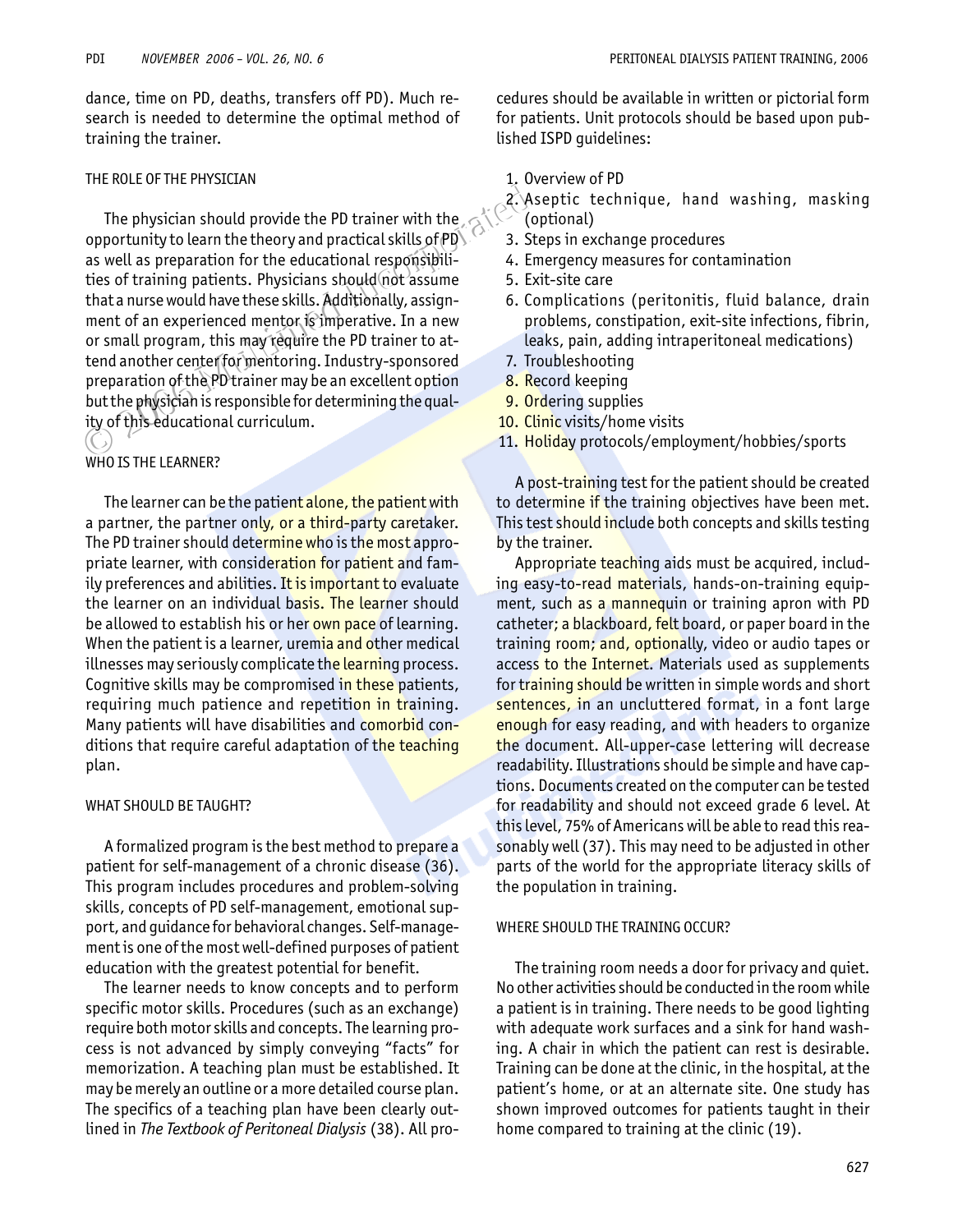dance, time on PD, deaths, transfers off PD). Much research is needed to determine the optimal method of training the trainer.

## THE ROLE OF THE PHYSICIAN

The physician should provide the PD trainer with the opportunity to learn the theory and practical skills of PD as well as preparation for the educational responsibilities of training patients. Physicians should not assume that a nurse would have these skills. Additionally, assignment of an experienced mentor is imperative. In a new or small program, this may require the PD trainer to attend another center for mentoring. Industry-sponsored preparation of the PD trainer may be an excellent option but the physician is responsible for determining the quality of this educational curriculum.

## WHO IS THE LEARNER?

The learner can be the patient alone, the patient with a partner, the partner only, or a third-party caretaker. The PD trainer should determine who is the most appropriate learner, with consideration for patient and family preferences and abilities. It is important to evaluate the learner on an individual basis. The learner should be allowed to establish his or her own pace of learning. When the patient is a learner, uremia and other medical illnesses may seriously complicate the learning process. Cognitive skills may be compromised in these patients, requiring much patience and repetition in training. Many patients will have disabilities and comorbid conditions that require careful adaptation of the teaching plan.

## WHAT SHOULD BE TAUGHT?

A formalized program is the best method to prepare a patient for self-management of a chronic disease (36). This program includes procedures and problem-solving skills, concepts of PD self-management, emotional support, and guidance for behavioral changes. Self-management is one of the most well-defined purposes of patient education with the greatest potential for benefit.

The learner needs to know concepts and to perform specific motor skills. Procedures (such as an exchange) require both motor skills and concepts. The learning process is not advanced by simply conveying "facts" for memorization. A teaching plan must be established. It may be merely an outline or a more detailed course plan. The specifics of a teaching plan have been clearly outlined in *The Textbook of Peritoneal Dialysis* (38). All procedures should be available in written or pictorial form for patients. Unit protocols should be based upon published ISPD guidelines:

1. Overview of PD
2. Aseptic technique, hand washing, masking (optional)
3. Steps in exchange procedures
4. Emergency measures for contamination
5. Exit-site care
6. Complications (peritonitis, fluid balance, drain problems, constipation, exit-site infections, fibrin, leaks, pain, adding intraperitoneal medications)
7. Troubleshooting
8. Record keeping
9. Ordering supplies
10. Clinic visits/home visits
11. Holiday protocols/employment/hobbies/sports

A post-training test for the patient should be created to determine if the training objectives have been met. This test should include both concepts and skills testing by the trainer.

Appropriate teaching aids must be acquired, including easy-to-read materials, hands-on-training equipment, such as a mannequin or training apron with PD catheter; a blackboard, felt board, or paper board in the training room; and, optionally, video or audio tapes or access to the Internet. Materials used as supplements for training should be written in simple words and short sentences, in an uncluttered format, in a font large enough for easy reading, and with headers to organize the document. All-upper-case lettering will decrease readability. Illustrations should be simple and have captions. Documents created on the computer can be tested for readability and should not exceed grade 6 level. At this level, 75% of Americans will be able to read this reasonably well (37). This may need to be adjusted in other parts of the world for the appropriate literacy skills of the population in training.

## WHERE SHOULD THE TRAINING OCCUR?

The training room needs a door for privacy and quiet. No other activities should be conducted in the room while a patient is in training. There needs to be good lighting with adequate work surfaces and a sink for hand washing. A chair in which the patient can rest is desirable. Training can be done at the clinic, in the hospital, at the patient's home, or at an alternate site. One study has shown improved outcomes for patients taught in their home compared to training at the clinic (19).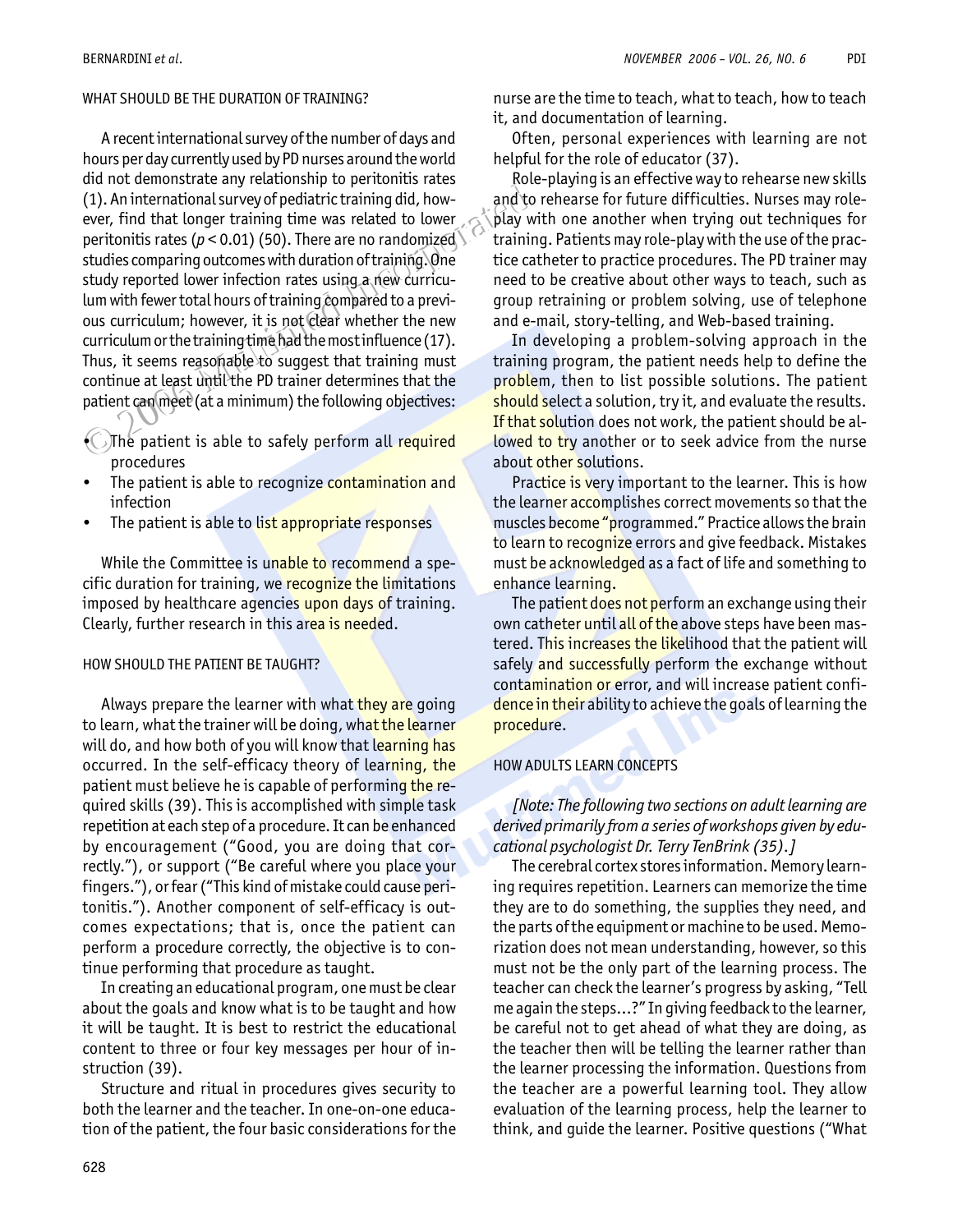### WHAT SHOULD BE THE DURATION OF TRAINING?

A recent international survey of the number of days and hours per day currently used by PD nurses around the world did not demonstrate any relationship to peritonitis rates (1). An international survey of pediatric training did, however, find that longer training time was related to lower peritonitis rates ($p < 0.01$) (50). There are no randomized studies comparing outcomes with duration of training. One study reported lower infection rates using a new curriculum with fewer total hours of training compared to a previous curriculum; however, it is not clear whether the new curriculum or the training time had the most influence (17). Thus, it seems reasonable to suggest that training must continue at least until the PD trainer determines that the patient can meet (at a minimum) the following objectives:

- The patient is able to safely perform all required procedures
- The patient is able to recognize contamination and infection
- The patient is able to list appropriate responses

While the Committee is unable to recommend a specific duration for training, we recognize the limitations imposed by healthcare agencies upon days of training. Clearly, further research in this area is needed.

### HOW SHOULD THE PATIENT BE TAUGHT?

Always prepare the learner with what they are going to learn, what the trainer will be doing, what the learner will do, and how both of you will know that learning has occurred. In the self-efficacy theory of learning, the patient must believe he is capable of performing the required skills (39). This is accomplished with simple task repetition at each step of a procedure. It can be enhanced by encouragement ("Good, you are doing that correctly."), or support ("Be careful where you place your fingers."), or fear ("This kind of mistake could cause peritonitis."). Another component of self-efficacy is outcomes expectations; that is, once the patient can perform a procedure correctly, the objective is to continue performing that procedure as taught.

In creating an educational program, one must be clear about the goals and know what is to be taught and how it will be taught. It is best to restrict the educational content to three or four key messages per hour of instruction (39).

Structure and ritual in procedures gives security to both the learner and the teacher. In one-on-one education of the patient, the four basic considerations for the nurse are the time to teach, what to teach, how to teach it, and documentation of learning.

Often, personal experiences with learning are not helpful for the role of educator (37).

Role-playing is an effective way to rehearse new skills and to rehearse for future difficulties. Nurses may role-play with one another when trying out techniques for training. Patients may role-play with the use of the practice catheter to practice procedures. The PD trainer may need to be creative about other ways to teach, such as group retraining or problem solving, use of telephone and e-mail, story-telling, and Web-based training.

In developing a problem-solving approach in the training program, the patient needs help to define the problem, then to list possible solutions. The patient should select a solution, try it, and evaluate the results. If that solution does not work, the patient should be allowed to try another or to seek advice from the nurse about other solutions.

Practice is very important to the learner. This is how the learner accomplishes correct movements so that the muscles become "programmed." Practice allows the brain to learn to recognize errors and give feedback. Mistakes must be acknowledged as a fact of life and something to enhance learning.

The patient does not perform an exchange using their own catheter until all of the above steps have been mastered. This increases the likelihood that the patient will safely and successfully perform the exchange without contamination or error, and will increase patient confidence in their ability to achieve the goals of learning the procedure.

### HOW ADULTS LEARN CONCEPTS

*[Note: The following two sections on adult learning are derived primarily from a series of workshops given by educational psychologist Dr. Terry TenBrink (35).]*

The cerebral cortex stores information. Memory learning requires repetition. Learners can memorize the time they are to do something, the supplies they need, and the parts of the equipment or machine to be used. Memorization does not mean understanding, however, so this must not be the only part of the learning process. The teacher can check the learner's progress by asking, "Tell me again the steps...?" In giving feedback to the learner, be careful not to get ahead of what they are doing, as the teacher then will be telling the learner rather than the learner processing the information. Questions from the teacher are a powerful learning tool. They allow evaluation of the learning process, help the learner to think, and guide the learner. Positive questions ("What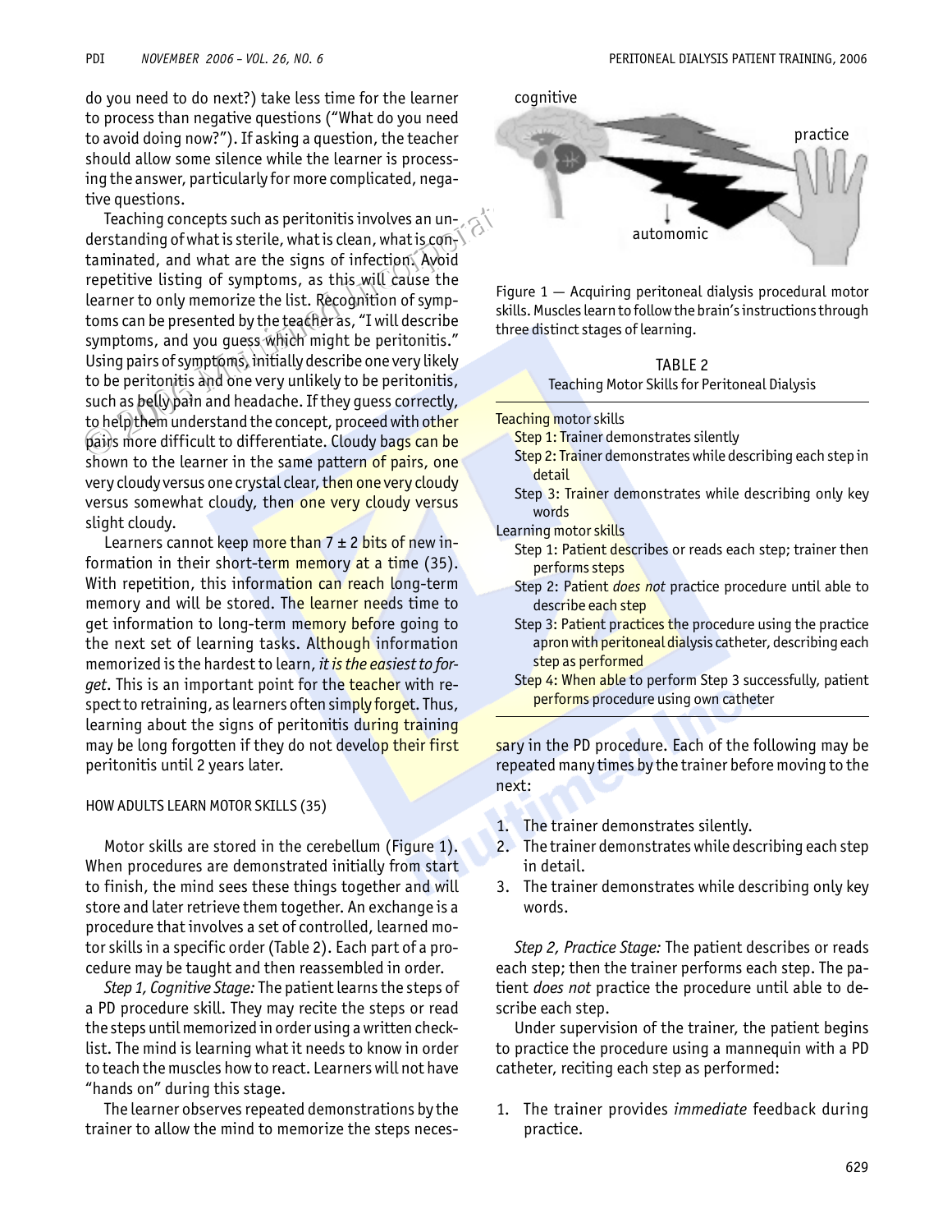do you need to do next?) take less time for the learner to process than negative questions ("What do you need to avoid doing now?"). If asking a question, the teacher should allow some silence while the learner is processing the answer, particularly for more complicated, negative questions.

Teaching concepts such as peritonitis involves an understanding of what is sterile, what is clean, what is contaminated, and what are the signs of infection. Avoid repetitive listing of symptoms, as this will cause the learner to only memorize the list. Recognition of symptoms can be presented by the teacher as, "I will describe symptoms, and you guess which might be peritonitis." Using pairs of symptoms, initially describe one very likely to be peritonitis and one very unlikely to be peritonitis, such as belly pain and headache. If they guess correctly, to help them understand the concept, proceed with other pairs more difficult to differentiate. Cloudy bags can be shown to the learner in the same pattern of pairs, one very cloudy versus one crystal clear, then one very cloudy versus somewhat cloudy, then one very cloudy versus slight cloudy.

Learners cannot keep more than 7 ± 2 bits of new information in their short-term memory at a time (35). With repetition, this information can reach long-term memory and will be stored. The learner needs time to get information to long-term memory before going to the next set of learning tasks. Although information memorized is the hardest to learn, *it is the easiest to forget*. This is an important point for the teacher with respect to retraining, as learners often simply forget. Thus, learning about the signs of peritonitis during training may be long forgotten if they do not develop their first peritonitis until 2 years later.

## HOW ADULTS LEARN MOTOR SKILLS (35)

Motor skills are stored in the cerebellum (Figure 1). When procedures are demonstrated initially from start to finish, the mind sees these things together and will store and later retrieve them together. An exchange is a procedure that involves a set of controlled, learned motor skills in a specific order (Table 2). Each part of a procedure may be taught and then reassembled in order.

*Step 1, Cognitive Stage:* The patient learns the steps of a PD procedure skill. They may recite the steps or read the steps until memorized in order using a written checklist. The mind is learning what it needs to know in order to teach the muscles how to react. Learners will not have "hands on" during this stage.

The learner observes repeated demonstrations by the trainer to allow the mind to memorize the steps necessary in the PD procedure. Each of the following may be repeated many times by the trainer before moving to the next:

1. The trainer demonstrates silently.
2. The trainer demonstrates while describing each step in detail.
3. The trainer demonstrates while describing only key words.

*Step 2, Practice Stage:* The patient describes or reads each step; then the trainer performs each step. The patient *does not* practice the procedure until able to describe each step.

Under supervision of the trainer, the patient begins to practice the procedure using a mannequin with a PD catheter, reciting each step as performed:

1. The trainer provides *immediate* feedback during practice.

Figure 1 — Acquiring peritoneal dialysis procedural motor skills. Muscles learn to follow the brain's instructions through three distinct stages of learning.

TABLE 2
Teaching Motor Skills for Peritoneal Dialysis

| |
|---|
| Teaching motor skills |
| Step 1: Trainer demonstrates silently |
| Step 2: Trainer demonstrates while describing each step in detail |
| Step 3: Trainer demonstrates while describing only key words |
| Learning motor skills |
| Step 1: Patient describes or reads each step; trainer then performs steps |
| Step 2: Patient *does not* practice procedure until able to describe each step |
| Step 3: Patient practices the procedure using the practice apron with peritoneal dialysis catheter, describing each step as performed |
| Step 4: When able to perform Step 3 successfully, patient performs procedure using own catheter |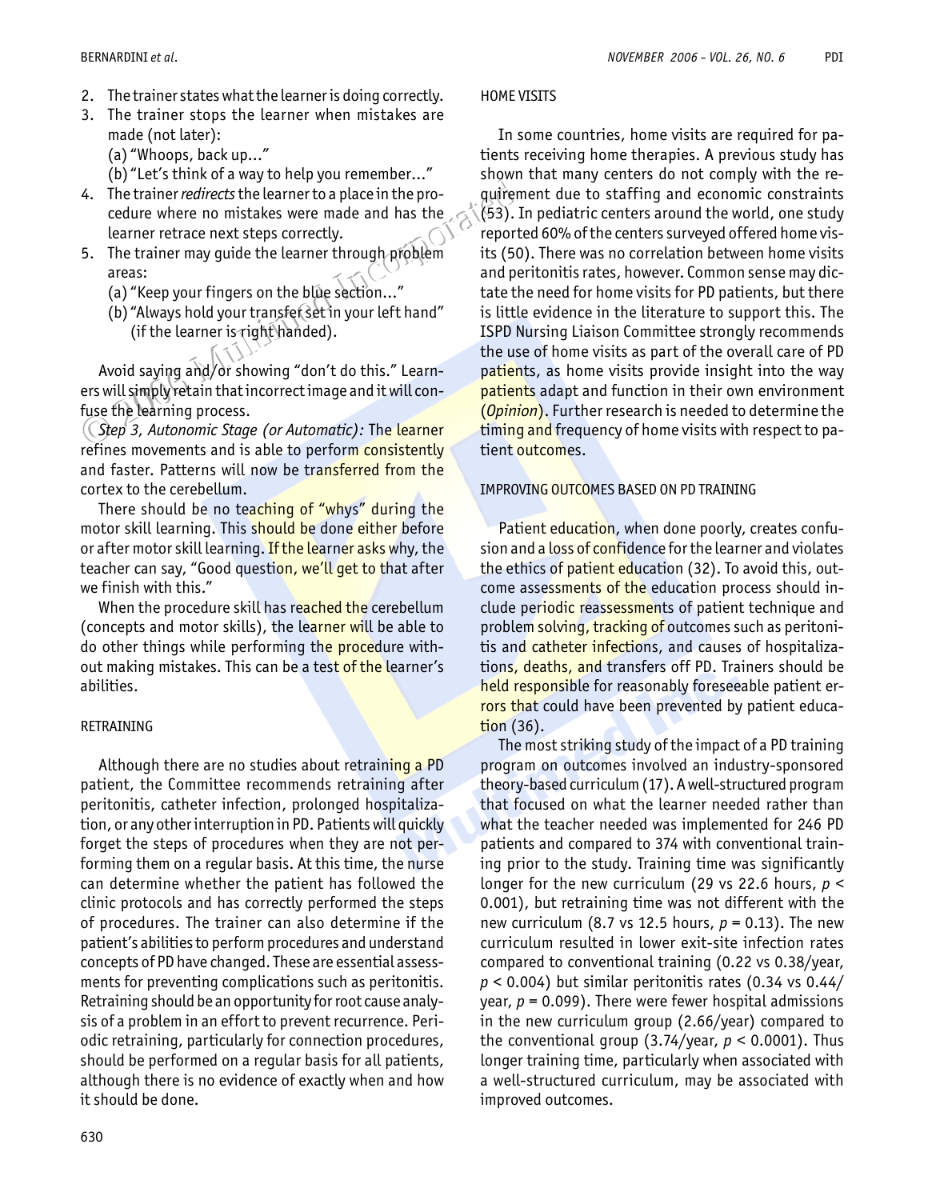2. The trainer states what the learner is doing correctly.
3. The trainer stops the learner when mistakes are made (not later):
   (a) "Whoops, back up..."
   (b) "Let's think of a way to help you remember..."
4. The trainer *redirects* the learner to a place in the procedure where no mistakes were made and has the learner retrace next steps correctly.
5. The trainer may guide the learner through problem areas:
   (a) "Keep your fingers on the blue section..."
   (b) "Always hold your transfer set in your left hand" (if the learner is right handed).

Avoid saying and/or showing "don't do this." Learners will simply retain that incorrect image and it will confuse the learning process.

*Step 3, Autonomic Stage (or Automatic):* The learner refines movements and is able to perform consistently and faster. Patterns will now be transferred from the cortex to the cerebellum.

There should be no teaching of "whys" during the motor skill learning. This should be done either before or after motor skill learning. If the learner asks why, the teacher can say, "Good question, we'll get to that after we finish with this."

When the procedure skill has reached the cerebellum (concepts and motor skills), the learner will be able to do other things while performing the procedure without making mistakes. This can be a test of the learner's abilities.

## RETRAINING

Although there are no studies about retraining a PD patient, the Committee recommends retraining after peritonitis, catheter infection, prolonged hospitalization, or any other interruption in PD. Patients will quickly forget the steps of procedures when they are not performing them on a regular basis. At this time, the nurse can determine whether the patient has followed the clinic protocols and has correctly performed the steps of procedures. The trainer can also determine if the patient's abilities to perform procedures and understand concepts of PD have changed. These are essential assessments for preventing complications such as peritonitis. Retraining should be an opportunity for root cause analysis of a problem in an effort to prevent recurrence. Periodic retraining, particularly for connection procedures, should be performed on a regular basis for all patients, although there is no evidence of exactly when and how it should be done.

## HOME VISITS

In some countries, home visits are required for patients receiving home therapies. A previous study has shown that many centers do not comply with the requirement due to staffing and economic constraints (53). In pediatric centers around the world, one study reported 60% of the centers surveyed offered home visits (50). There was no correlation between home visits and peritonitis rates, however. Common sense may dictate the need for home visits for PD patients, but there is little evidence in the literature to support this. The ISPD Nursing Liaison Committee strongly recommends the use of home visits as part of the overall care of PD patients, as home visits provide insight into the way patients adapt and function in their own environment (*Opinion*). Further research is needed to determine the timing and frequency of home visits with respect to patient outcomes.

## IMPROVING OUTCOMES BASED ON PD TRAINING

Patient education, when done poorly, creates confusion and a loss of confidence for the learner and violates the ethics of patient education (32). To avoid this, outcome assessments of the education process should include periodic reassessments of patient technique and problem solving, tracking of outcomes such as peritonitis and catheter infections, and causes of hospitalizations, deaths, and transfers off PD. Trainers should be held responsible for reasonably foreseeable patient errors that could have been prevented by patient education (36).

The most striking study of the impact of a PD training program on outcomes involved an industry-sponsored theory-based curriculum (17). A well-structured program that focused on what the learner needed rather than what the teacher needed was implemented for 246 PD patients and compared to 374 with conventional training prior to the study. Training time was significantly longer for the new curriculum (29 vs 22.6 hours, $p < 0.001$), but retraining time was not different with the new curriculum (8.7 vs 12.5 hours, $p = 0.13$). The new curriculum resulted in lower exit-site infection rates compared to conventional training (0.22 vs 0.38/year, $p < 0.004$) but similar peritonitis rates (0.34 vs 0.44/year, $p = 0.099$). There were fewer hospital admissions in the new curriculum group (2.66/year) compared to the conventional group (3.74/year, $p < 0.0001$). Thus longer training time, particularly when associated with a well-structured curriculum, may be associated with improved outcomes.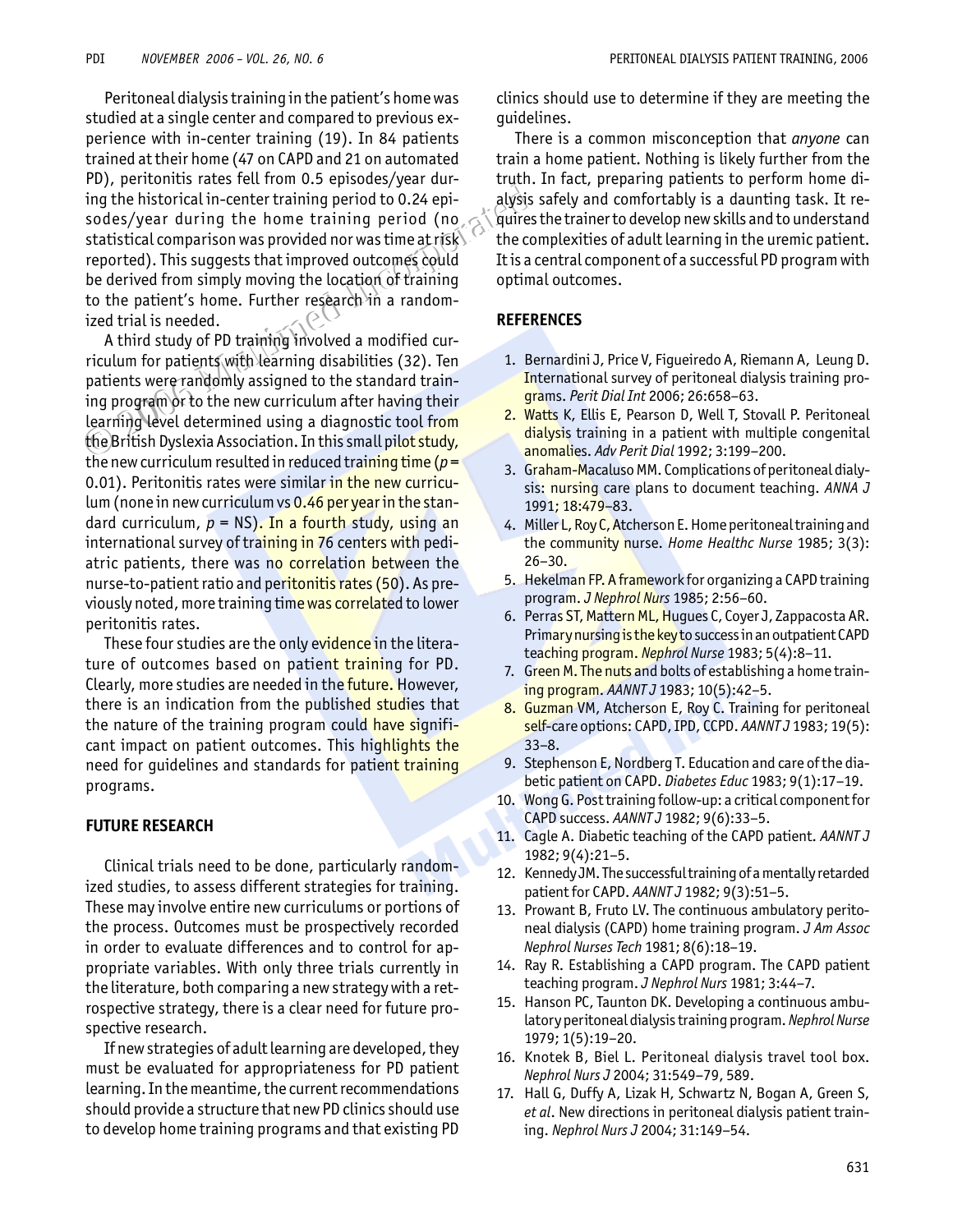Peritoneal dialysis training in the patient's home was studied at a single center and compared to previous experience with in-center training (19). In 84 patients trained at their home (47 on CAPD and 21 on automated PD), peritonitis rates fell from 0.5 episodes/year during the historical in-center training period to 0.24 episodes/year during the home training period (no statistical comparison was provided nor was time at risk reported). This suggests that improved outcomes could be derived from simply moving the location of training to the patient's home. Further research in a randomized trial is needed.

A third study of PD training involved a modified curriculum for patients with learning disabilities (32). Ten patients were randomly assigned to the standard training program or to the new curriculum after having their learning level determined using a diagnostic tool from the British Dyslexia Association. In this small pilot study, the new curriculum resulted in reduced training time ($p = 0.01$). Peritonitis rates were similar in the new curriculum (none in new curriculum vs 0.46 per year in the standard curriculum, $p$ = NS). In a fourth study, using an international survey of training in 76 centers with pediatric patients, there was no correlation between the nurse-to-patient ratio and peritonitis rates (50). As previously noted, more training time was correlated to lower peritonitis rates.

These four studies are the only evidence in the literature of outcomes based on patient training for PD. Clearly, more studies are needed in the future. However, there is an indication from the published studies that the nature of the training program could have significant impact on patient outcomes. This highlights the need for guidelines and standards for patient training programs.

## FUTURE RESEARCH

Clinical trials need to be done, particularly randomized studies, to assess different strategies for training. These may involve entire new curriculums or portions of the process. Outcomes must be prospectively recorded in order to evaluate differences and to control for appropriate variables. With only three trials currently in the literature, both comparing a new strategy with a retrospective strategy, there is a clear need for future prospective research.

If new strategies of adult learning are developed, they must be evaluated for appropriateness for PD patient learning. In the meantime, the current recommendations should provide a structure that new PD clinics should use to develop home training programs and that existing PD clinics should use to determine if they are meeting the guidelines.

There is a common misconception that *anyone* can train a home patient. Nothing is likely further from the truth. In fact, preparing patients to perform home dialysis safely and comfortably is a daunting task. It requires the trainer to develop new skills and to understand the complexities of adult learning in the uremic patient. It is a central component of a successful PD program with optimal outcomes.

## REFERENCES

1. Bernardini J, Price V, Figueiredo A, Riemann A, Leung D. International survey of peritoneal dialysis training programs. *Perit Dial Int* 2006; 26:658–63.
2. Watts K, Ellis E, Pearson D, Well T, Stovall P. Peritoneal dialysis training in a patient with multiple congenital anomalies. *Adv Perit Dial* 1992; 3:199–200.
3. Graham-Macaluso MM. Complications of peritoneal dialysis: nursing care plans to document teaching. *ANNA J* 1991; 18:479–83.
4. Miller L, Roy C, Atcherson E. Home peritoneal training and the community nurse. *Home Healthc Nurse* 1985; 3(3): 26–30.
5. Hekelman FP. A framework for organizing a CAPD training program. *J Nephrol Nurs* 1985; 2:56–60.
6. Perras ST, Mattern ML, Hugues C, Coyer J, Zappacosta AR. Primary nursing is the key to success in an outpatient CAPD teaching program. *Nephrol Nurse* 1983; 5(4):8–11.
7. Green M. The nuts and bolts of establishing a home training program. *AANNT J* 1983; 10(5):42–5.
8. Guzman VM, Atcherson E, Roy C. Training for peritoneal self-care options: CAPD, IPD, CCPD. *AANNT J* 1983; 19(5): 33–8.
9. Stephenson E, Nordberg T. Education and care of the diabetic patient on CAPD. *Diabetes Educ* 1983; 9(1):17–19.
10. Wong G. Post training follow-up: a critical component for CAPD success. *AANNT J* 1982; 9(6):33–5.
11. Cagle A. Diabetic teaching of the CAPD patient. *AANNT J* 1982; 9(4):21–5.
12. Kennedy JM. The successful training of a mentally retarded patient for CAPD. *AANNT J* 1982; 9(3):51–5.
13. Prowant B, Fruto LV. The continuous ambulatory peritoneal dialysis (CAPD) home training program. *J Am Assoc Nephrol Nurses Tech* 1981; 8(6):18–19.
14. Ray R. Establishing a CAPD program. The CAPD patient teaching program. *J Nephrol Nurs* 1981; 3:44–7.
15. Hanson PC, Taunton DK. Developing a continuous ambulatory peritoneal dialysis training program. *Nephrol Nurse* 1979; 1(5):19–20.
16. Knotek B, Biel L. Peritoneal dialysis travel tool box. *Nephrol Nurs J* 2004; 31:549–79, 589.
17. Hall G, Duffy A, Lizak H, Schwartz N, Bogan A, Green S, *et al.* New directions in peritoneal dialysis patient training. *Nephrol Nurs J* 2004; 31:149–54.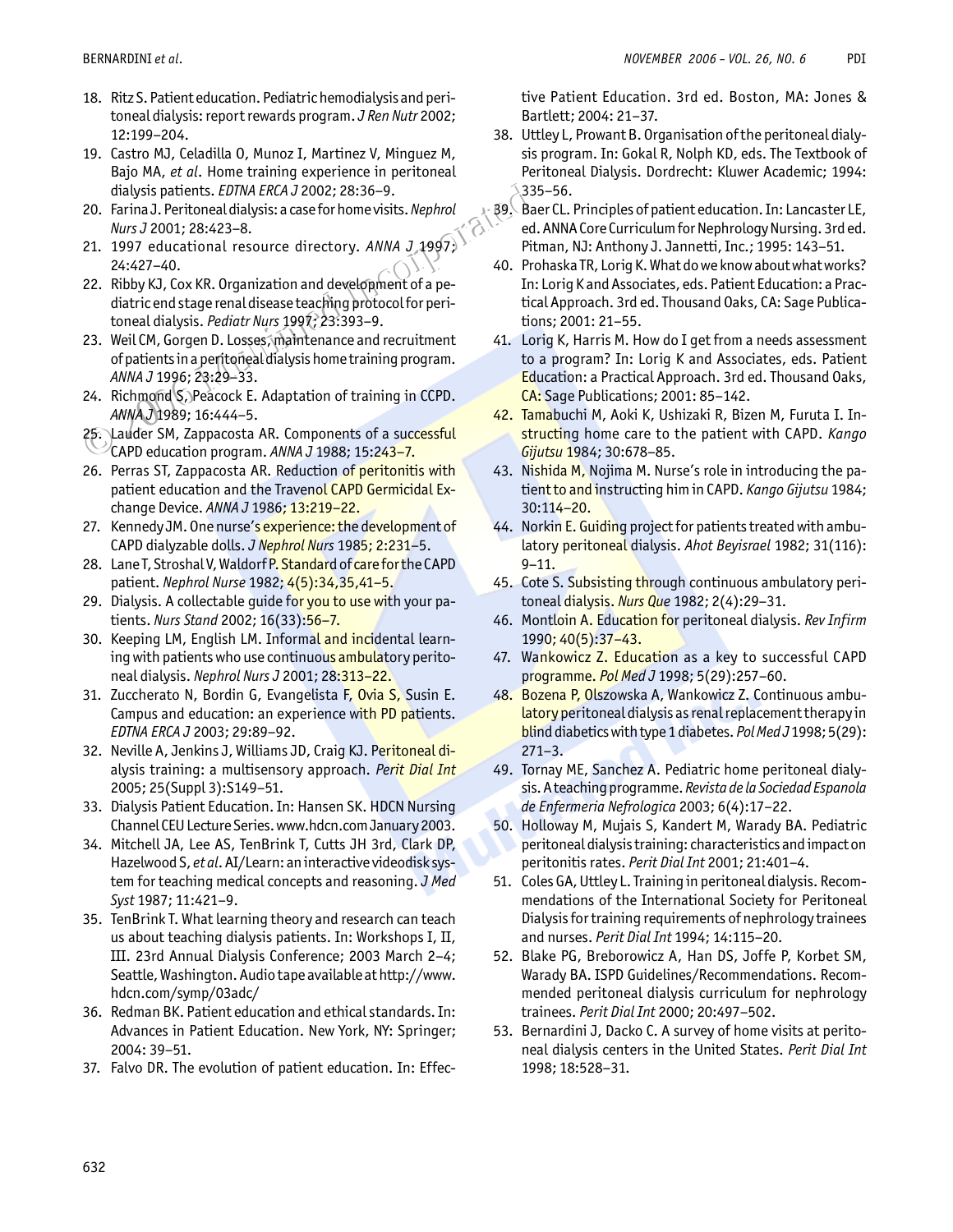18. Ritz S. Patient education. Pediatric hemodialysis and peritoneal dialysis: report rewards program. *J Ren Nutr* 2002; 12:199–204.
19. Castro MJ, Celadilla O, Munoz I, Martinez V, Minguez M, Bajo MA, *et al*. Home training experience in peritoneal dialysis patients. *EDTNA ERCA J* 2002; 28:36–9.
20. Farina J. Peritoneal dialysis: a case for home visits. *Nephrol Nurs J* 2001; 28:423–8.
21. 1997 educational resource directory. *ANNA J* 1997; 24:427–40.
22. Ribby KJ, Cox KR. Organization and development of a pediatric end stage renal disease teaching protocol for peritoneal dialysis. *Pediatr Nurs* 1997; 23:393–9.
23. Weil CM, Gorgen D. Losses, maintenance and recruitment of patients in a peritoneal dialysis home training program. *ANNA J* 1996; 23:29–33.
24. Richmond S, Peacock E. Adaptation of training in CCPD. *ANNA J* 1989; 16:444–5.
25. Lauder SM, Zappacosta AR. Components of a successful CAPD education program. *ANNA J* 1988; 15:243–7.
26. Perras ST, Zappacosta AR. Reduction of peritonitis with patient education and the Travenol CAPD Germicidal Exchange Device. *ANNA J* 1986; 13:219–22.
27. Kennedy JM. One nurse's experience: the development of CAPD dialyzable dolls. *J Nephrol Nurs* 1985; 2:231–5.
28. Lane T, Stroshal V, Waldorf P. Standard of care for the CAPD patient. *Nephrol Nurse* 1982; 4(5):34,35,41–5.
29. Dialysis. A collectable guide for you to use with your patients. *Nurs Stand* 2002; 16(33):56–7.
30. Keeping LM, English LM. Informal and incidental learning with patients who use continuous ambulatory peritoneal dialysis. *Nephrol Nurs J* 2001; 28:313–22.
31. Zuccherato N, Bordin G, Evangelista F, Ovia S, Susin E. Campus and education: an experience with PD patients. *EDTNA ERCA J* 2003; 29:89–92.
32. Neville A, Jenkins J, Williams JD, Craig KJ. Peritoneal dialysis training: a multisensory approach. *Perit Dial Int* 2005; 25(Suppl 3):S149–51.
33. Dialysis Patient Education. In: Hansen SK. HDCN Nursing Channel CEU Lecture Series. www.hdcn.com January 2003.
34. Mitchell JA, Lee AS, TenBrink T, Cutts JH 3rd, Clark DP, Hazelwood S, *et al*. AI/Learn: an interactive videodisk system for teaching medical concepts and reasoning. *J Med Syst* 1987; 11:421–9.
35. TenBrink T. What learning theory and research can teach us about teaching dialysis patients. In: Workshops I, II, III. 23rd Annual Dialysis Conference; 2003 March 2–4; Seattle, Washington. Audio tape available at http://www.hdcn.com/symp/03adc/
36. Redman BK. Patient education and ethical standards. In: Advances in Patient Education. New York, NY: Springer; 2004: 39–51.
37. Falvo DR. The evolution of patient education. In: Effective Patient Education. 3rd ed. Boston, MA: Jones & Bartlett; 2004: 21–37.
38. Uttley L, Prowant B. Organisation of the peritoneal dialysis program. In: Gokal R, Nolph KD, eds. The Textbook of Peritoneal Dialysis. Dordrecht: Kluwer Academic; 1994: 335–56.
39. Baer CL. Principles of patient education. In: Lancaster LE, ed. ANNA Core Curriculum for Nephrology Nursing. 3rd ed. Pitman, NJ: Anthony J. Jannetti, Inc.; 1995: 143–51.
40. Prohaska TR, Lorig K. What do we know about what works? In: Lorig K and Associates, eds. Patient Education: a Practical Approach. 3rd ed. Thousand Oaks, CA: Sage Publications; 2001: 21–55.
41. Lorig K, Harris M. How do I get from a needs assessment to a program? In: Lorig K and Associates, eds. Patient Education: a Practical Approach. 3rd ed. Thousand Oaks, CA: Sage Publications; 2001: 85–142.
42. Tamabuchi M, Aoki K, Ushizaki R, Bizen M, Furuta I. Instructing home care to the patient with CAPD. *Kango Gijutsu* 1984; 30:678–85.
43. Nishida M, Nojima M. Nurse's role in introducing the patient to and instructing him in CAPD. *Kango Gijutsu* 1984; 30:114–20.
44. Norkin E. Guiding project for patients treated with ambulatory peritoneal dialysis. *Ahot Beyisrael* 1982; 31(116): 9–11.
45. Cote S. Subsisting through continuous ambulatory peritoneal dialysis. *Nurs Que* 1982; 2(4):29–31.
46. Montloin A. Education for peritoneal dialysis. *Rev Infirm* 1990; 40(5):37–43.
47. Wankowicz Z. Education as a key to successful CAPD programme. *Pol Med J* 1998; 5(29):257–60.
48. Bozena P, Olszowska A, Wankowicz Z. Continuous ambulatory peritoneal dialysis as renal replacement therapy in blind diabetics with type 1 diabetes. *Pol Med J* 1998; 5(29): 271–3.
49. Tornay ME, Sanchez A. Pediatric home peritoneal dialysis. A teaching programme. *Revista de la Sociedad Espanola de Enfermeria Nefrologica* 2003; 6(4):17–22.
50. Holloway M, Mujais S, Kandert M, Warady BA. Pediatric peritoneal dialysis training: characteristics and impact on peritonitis rates. *Perit Dial Int* 2001; 21:401–4.
51. Coles GA, Uttley L. Training in peritoneal dialysis. Recommendations of the International Society for Peritoneal Dialysis for training requirements of nephrology trainees and nurses. *Perit Dial Int* 1994; 14:115–20.
52. Blake PG, Breborowicz A, Han DS, Joffe P, Korbet SM, Warady BA. ISPD Guidelines/Recommendations. Recommended peritoneal dialysis curriculum for nephrology trainees. *Perit Dial Int* 2000; 20:497–502.
53. Bernardini J, Dacko C. A survey of home visits at peritoneal dialysis centers in the United States. *Perit Dial Int* 1998; 18:528–31.